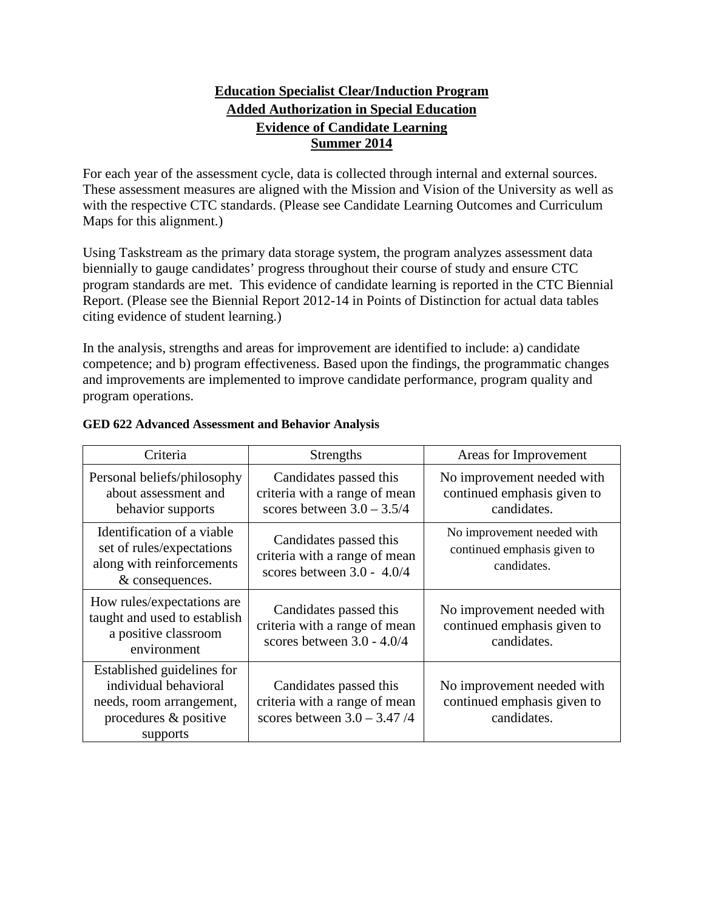**Education Specialist Clear/Induction Program**
**Added Authorization in Special Education**
**Evidence of Candidate Learning**
**Summer 2014**

For each year of the assessment cycle, data is collected through internal and external sources. These assessment measures are aligned with the Mission and Vision of the University as well as with the respective CTC standards. (Please see Candidate Learning Outcomes and Curriculum Maps for this alignment.)

Using Taskstream as the primary data storage system, the program analyzes assessment data biennially to gauge candidates' progress throughout their course of study and ensure CTC program standards are met. This evidence of candidate learning is reported in the CTC Biennial Report. (Please see the Biennial Report 2012-14 in Points of Distinction for actual data tables citing evidence of student learning.)

In the analysis, strengths and areas for improvement are identified to include: a) candidate competence; and b) program effectiveness. Based upon the findings, the programmatic changes and improvements are implemented to improve candidate performance, program quality and program operations.

**GED 622 Advanced Assessment and Behavior Analysis**

| Criteria | Strengths | Areas for Improvement |
|---|---|---|
| Personal beliefs/philosophy about assessment and behavior supports | Candidates passed this criteria with a range of mean scores between 3.0 – 3.5/4 | No improvement needed with continued emphasis given to candidates. |
| Identification of a viable set of rules/expectations along with reinforcements & consequences. | Candidates passed this criteria with a range of mean scores between 3.0 - 4.0/4 | No improvement needed with continued emphasis given to candidates. |
| How rules/expectations are taught and used to establish a positive classroom environment | Candidates passed this criteria with a range of mean scores between 3.0 - 4.0/4 | No improvement needed with continued emphasis given to candidates. |
| Established guidelines for individual behavioral needs, room arrangement, procedures & positive supports | Candidates passed this criteria with a range of mean scores between 3.0 – 3.47 /4 | No improvement needed with continued emphasis given to candidates. |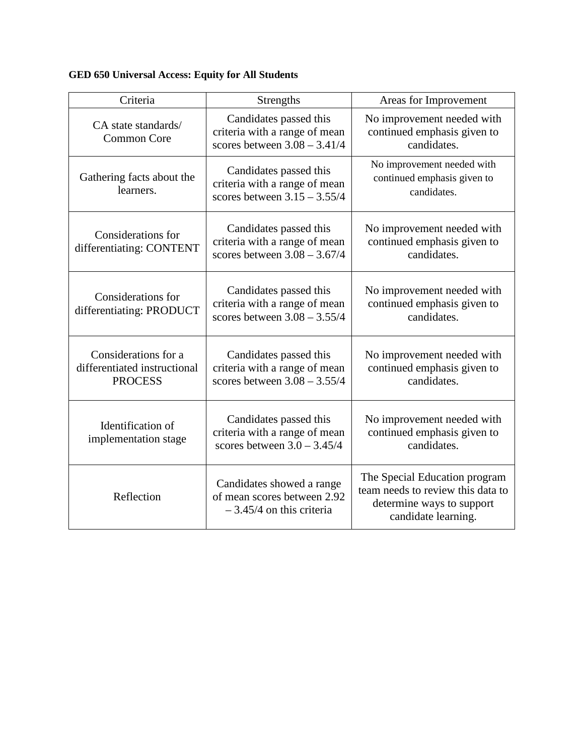**GED 650 Universal Access: Equity for All Students**

| Criteria | Strengths | Areas for Improvement |
|---|---|---|
| CA state standards/ Common Core | Candidates passed this criteria with a range of mean scores between 3.08 – 3.41/4 | No improvement needed with continued emphasis given to candidates. |
| Gathering facts about the learners. | Candidates passed this criteria with a range of mean scores between 3.15 – 3.55/4 | No improvement needed with continued emphasis given to candidates. |
| Considerations for differentiating: CONTENT | Candidates passed this criteria with a range of mean scores between 3.08 – 3.67/4 | No improvement needed with continued emphasis given to candidates. |
| Considerations for differentiating: PRODUCT | Candidates passed this criteria with a range of mean scores between 3.08 – 3.55/4 | No improvement needed with continued emphasis given to candidates. |
| Considerations for a differentiated instructional PROCESS | Candidates passed this criteria with a range of mean scores between 3.08 – 3.55/4 | No improvement needed with continued emphasis given to candidates. |
| Identification of implementation stage | Candidates passed this criteria with a range of mean scores between 3.0 – 3.45/4 | No improvement needed with continued emphasis given to candidates. |
| Reflection | Candidates showed a range of mean scores between 2.92 – 3.45/4 on this criteria | The Special Education program team needs to review this data to determine ways to support candidate learning. |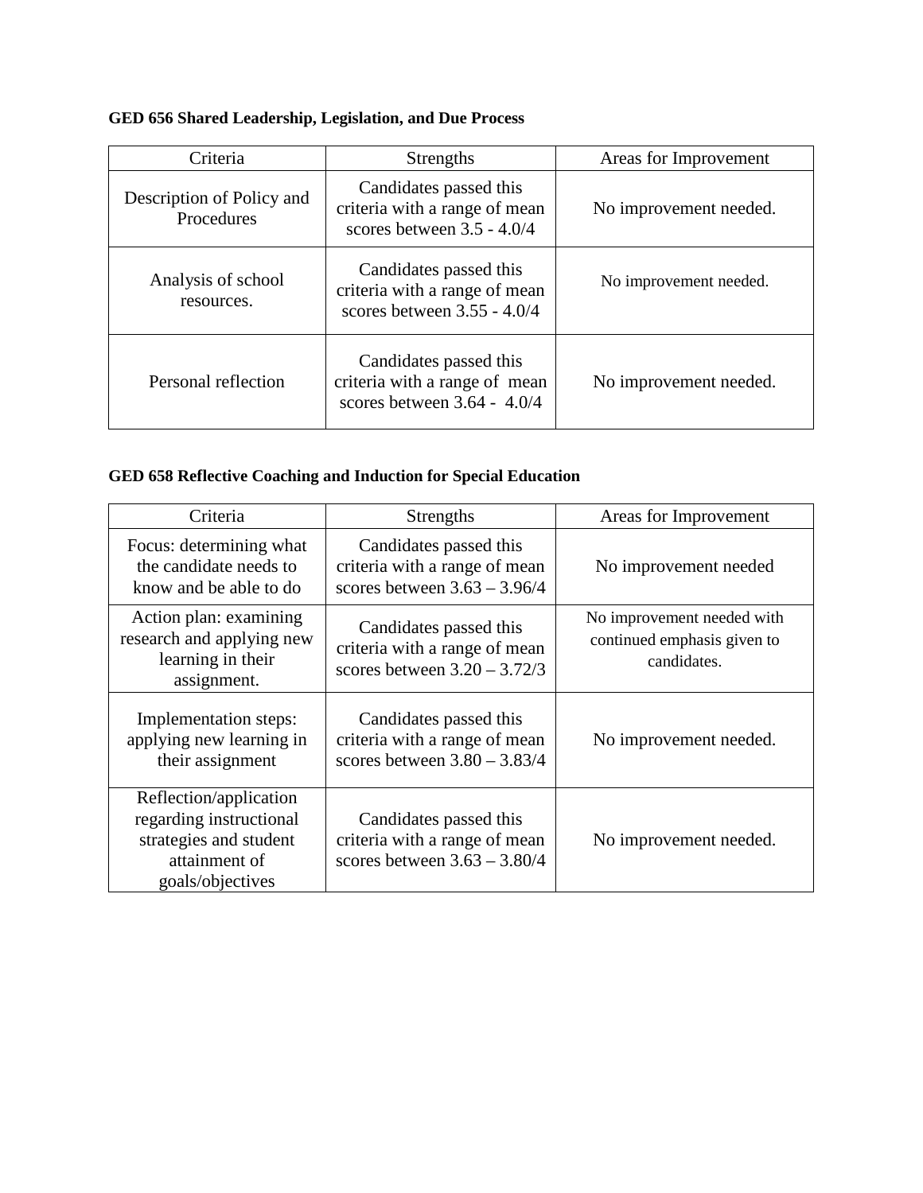**GED 656 Shared Leadership, Legislation, and Due Process**

| Criteria | Strengths | Areas for Improvement |
| --- | --- | --- |
| Description of Policy and Procedures | Candidates passed this criteria with a range of mean scores between 3.5 - 4.0/4 | No improvement needed. |
| Analysis of school resources. | Candidates passed this criteria with a range of mean scores between 3.55 - 4.0/4 | No improvement needed. |
| Personal reflection | Candidates passed this criteria with a range of mean scores between 3.64 - 4.0/4 | No improvement needed. |

**GED 658 Reflective Coaching and Induction for Special Education**

| Criteria | Strengths | Areas for Improvement |
| --- | --- | --- |
| Focus: determining what the candidate needs to know and be able to do | Candidates passed this criteria with a range of mean scores between 3.63 – 3.96/4 | No improvement needed |
| Action plan: examining research and applying new learning in their assignment. | Candidates passed this criteria with a range of mean scores between 3.20 – 3.72/3 | No improvement needed with continued emphasis given to candidates. |
| Implementation steps: applying new learning in their assignment | Candidates passed this criteria with a range of mean scores between 3.80 – 3.83/4 | No improvement needed. |
| Reflection/application regarding instructional strategies and student attainment of goals/objectives | Candidates passed this criteria with a range of mean scores between 3.63 – 3.80/4 | No improvement needed. |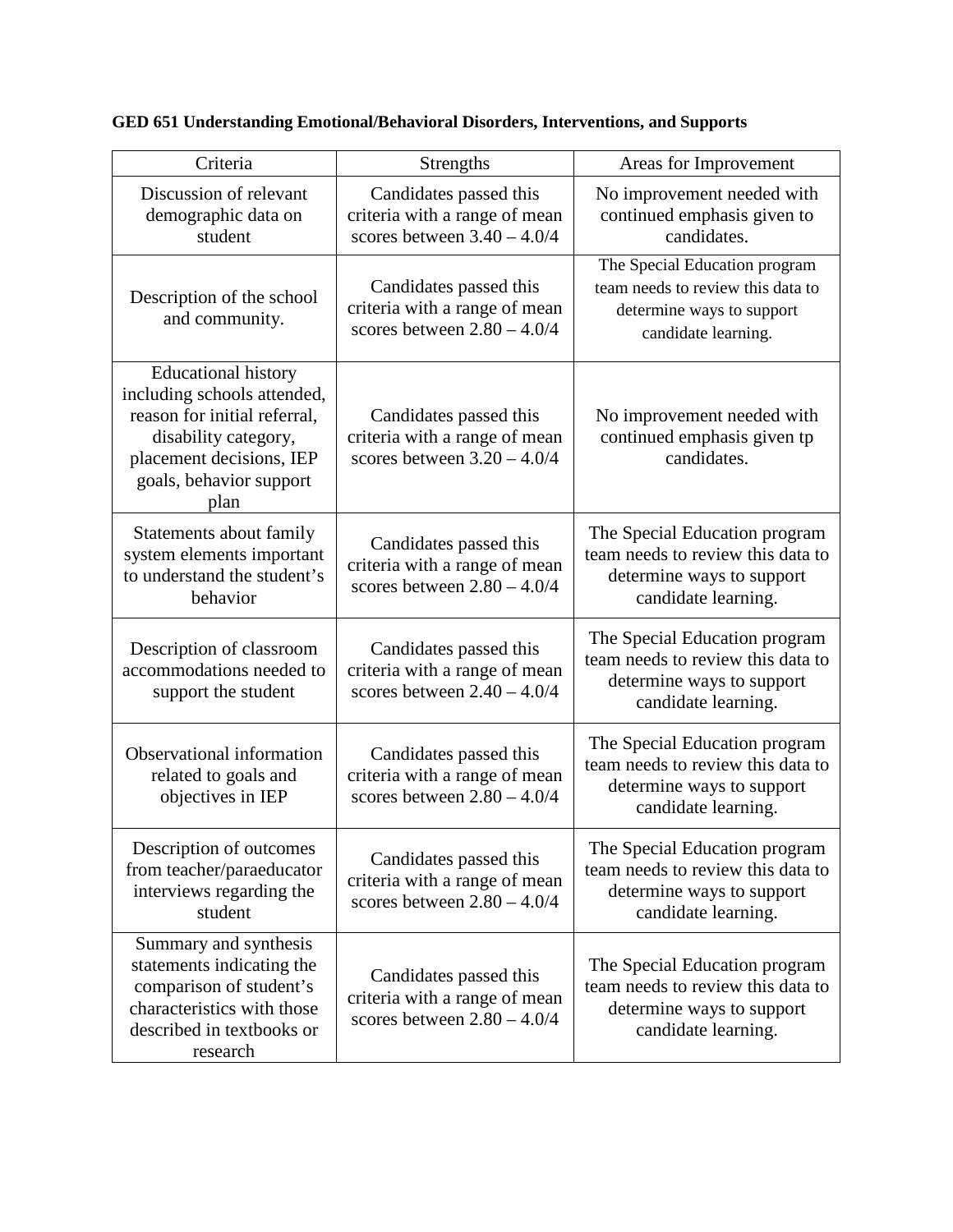**GED 651 Understanding Emotional/Behavioral Disorders, Interventions, and Supports**

| Criteria | Strengths | Areas for Improvement |
|---|---|---|
| Discussion of relevant demographic data on student | Candidates passed this criteria with a range of mean scores between 3.40 – 4.0/4 | No improvement needed with continued emphasis given to candidates. |
| Description of the school and community. | Candidates passed this criteria with a range of mean scores between 2.80 – 4.0/4 | The Special Education program team needs to review this data to determine ways to support candidate learning. |
| Educational history including schools attended, reason for initial referral, disability category, placement decisions, IEP goals, behavior support plan | Candidates passed this criteria with a range of mean scores between 3.20 – 4.0/4 | No improvement needed with continued emphasis given tp candidates. |
| Statements about family system elements important to understand the student's behavior | Candidates passed this criteria with a range of mean scores between 2.80 – 4.0/4 | The Special Education program team needs to review this data to determine ways to support candidate learning. |
| Description of classroom accommodations needed to support the student | Candidates passed this criteria with a range of mean scores between 2.40 – 4.0/4 | The Special Education program team needs to review this data to determine ways to support candidate learning. |
| Observational information related to goals and objectives in IEP | Candidates passed this criteria with a range of mean scores between 2.80 – 4.0/4 | The Special Education program team needs to review this data to determine ways to support candidate learning. |
| Description of outcomes from teacher/paraeducator interviews regarding the student | Candidates passed this criteria with a range of mean scores between 2.80 – 4.0/4 | The Special Education program team needs to review this data to determine ways to support candidate learning. |
| Summary and synthesis statements indicating the comparison of student's characteristics with those described in textbooks or research | Candidates passed this criteria with a range of mean scores between 2.80 – 4.0/4 | The Special Education program team needs to review this data to determine ways to support candidate learning. |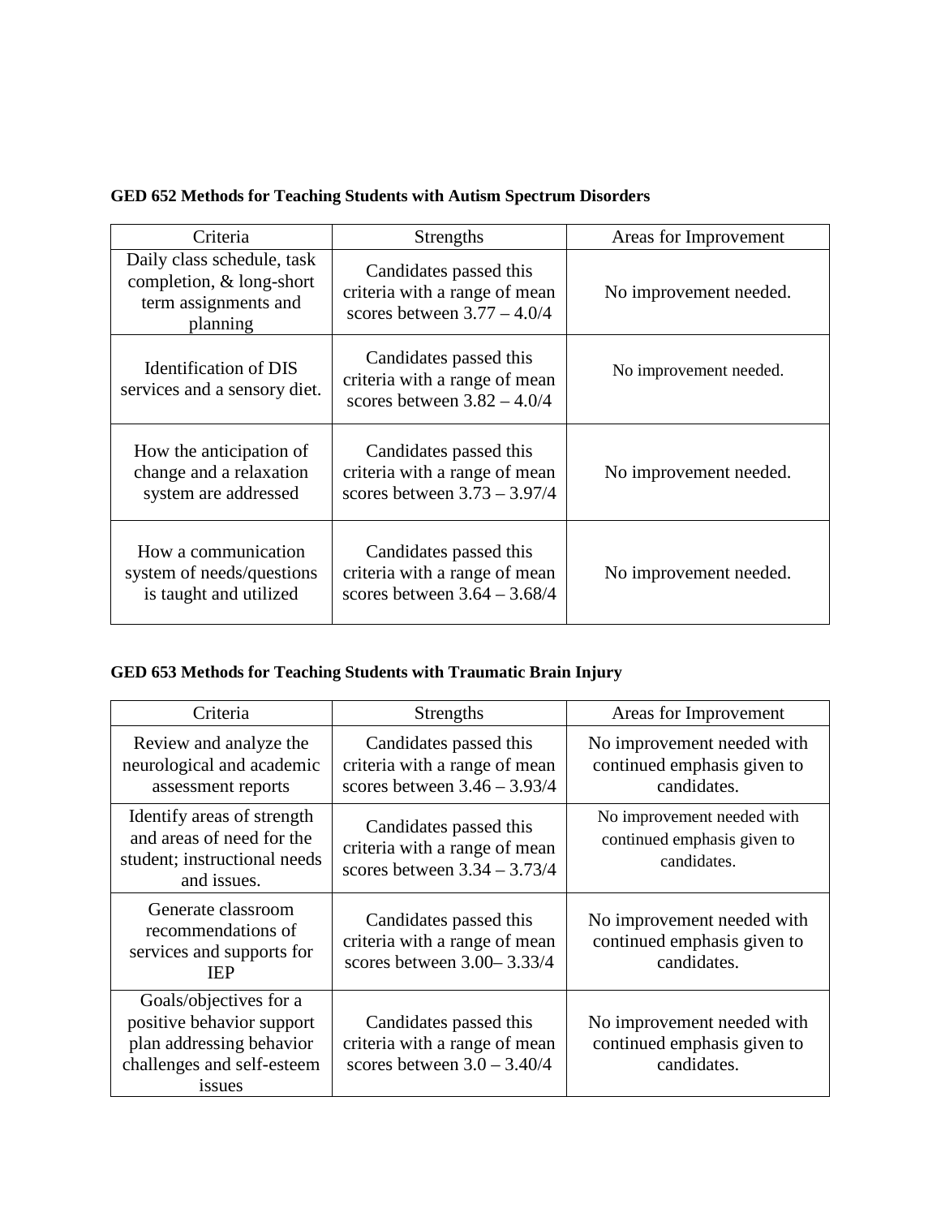**GED 652 Methods for Teaching Students with Autism Spectrum Disorders**

| Criteria | Strengths | Areas for Improvement |
| --- | --- | --- |
| Daily class schedule, task completion, & long-short term assignments and planning | Candidates passed this criteria with a range of mean scores between 3.77 – 4.0/4 | No improvement needed. |
| Identification of DIS services and a sensory diet. | Candidates passed this criteria with a range of mean scores between 3.82 – 4.0/4 | No improvement needed. |
| How the anticipation of change and a relaxation system are addressed | Candidates passed this criteria with a range of mean scores between 3.73 – 3.97/4 | No improvement needed. |
| How a communication system of needs/questions is taught and utilized | Candidates passed this criteria with a range of mean scores between 3.64 – 3.68/4 | No improvement needed. |

**GED 653 Methods for Teaching Students with Traumatic Brain Injury**

| Criteria | Strengths | Areas for Improvement |
| --- | --- | --- |
| Review and analyze the neurological and academic assessment reports | Candidates passed this criteria with a range of mean scores between 3.46 – 3.93/4 | No improvement needed with continued emphasis given to candidates. |
| Identify areas of strength and areas of need for the student; instructional needs and issues. | Candidates passed this criteria with a range of mean scores between 3.34 – 3.73/4 | No improvement needed with continued emphasis given to candidates. |
| Generate classroom recommendations of services and supports for IEP | Candidates passed this criteria with a range of mean scores between 3.00– 3.33/4 | No improvement needed with continued emphasis given to candidates. |
| Goals/objectives for a positive behavior support plan addressing behavior challenges and self-esteem issues | Candidates passed this criteria with a range of mean scores between 3.0 – 3.40/4 | No improvement needed with continued emphasis given to candidates. |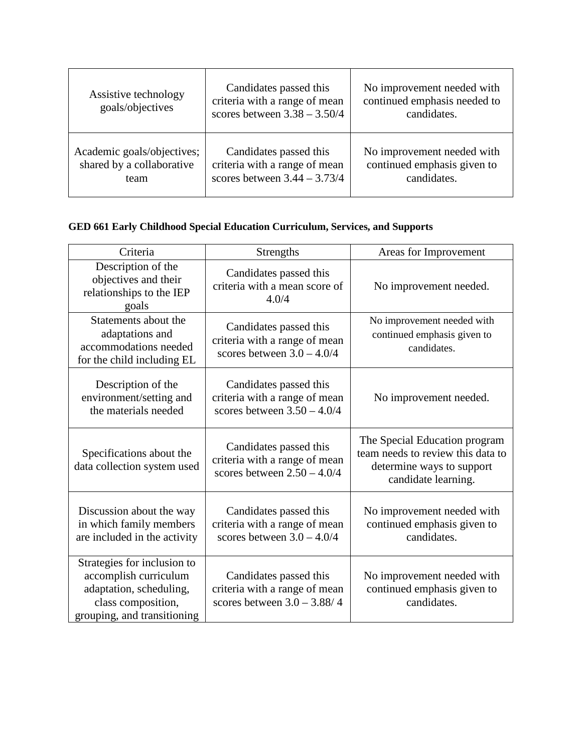| Assistive technology goals/objectives | Candidates passed this criteria with a range of mean scores between 3.38 – 3.50/4 | No improvement needed with continued emphasis needed to candidates. |
|---|---|---|
| Academic goals/objectives; shared by a collaborative team | Candidates passed this criteria with a range of mean scores between 3.44 – 3.73/4 | No improvement needed with continued emphasis given to candidates. |

**GED 661 Early Childhood Special Education Curriculum, Services, and Supports**

| Criteria | Strengths | Areas for Improvement |
|---|---|---|
| Description of the objectives and their relationships to the IEP goals | Candidates passed this criteria with a mean score of 4.0/4 | No improvement needed. |
| Statements about the adaptations and accommodations needed for the child including EL | Candidates passed this criteria with a range of mean scores between 3.0 – 4.0/4 | No improvement needed with continued emphasis given to candidates. |
| Description of the environment/setting and the materials needed | Candidates passed this criteria with a range of mean scores between 3.50 – 4.0/4 | No improvement needed. |
| Specifications about the data collection system used | Candidates passed this criteria with a range of mean scores between 2.50 – 4.0/4 | The Special Education program team needs to review this data to determine ways to support candidate learning. |
| Discussion about the way in which family members are included in the activity | Candidates passed this criteria with a range of mean scores between 3.0 – 4.0/4 | No improvement needed with continued emphasis given to candidates. |
| Strategies for inclusion to accomplish curriculum adaptation, scheduling, class composition, grouping, and transitioning | Candidates passed this criteria with a range of mean scores between 3.0 – 3.88/ 4 | No improvement needed with continued emphasis given to candidates. |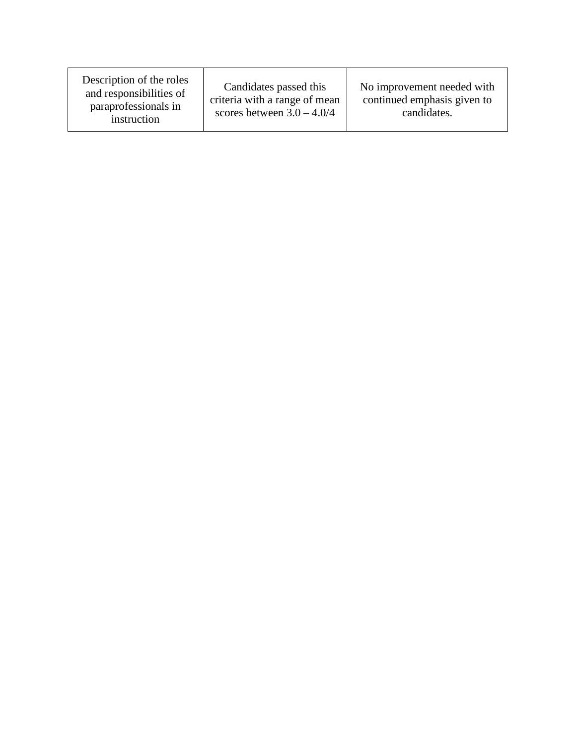| | | |
|---|---|---|
| Description of the roles and responsibilities of paraprofessionals in instruction | Candidates passed this criteria with a range of mean scores between 3.0 – 4.0/4 | No improvement needed with continued emphasis given to candidates. |